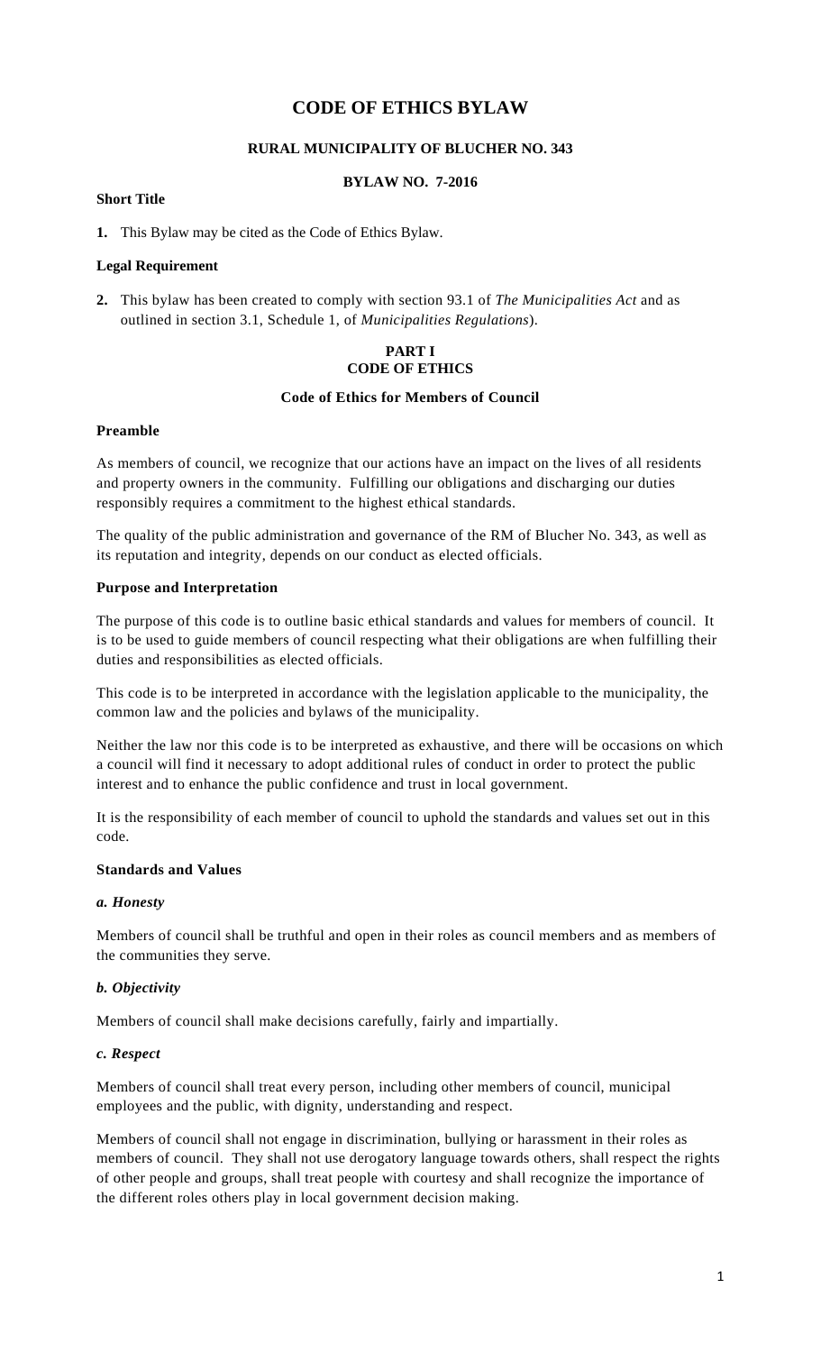# CODE OF ETHICS BYLAW

### RURAL MUNICIPALITY OF BLUCHER NO. 343

### BYLAW NO. 7-2016

**Short Title**

**1.** This Bylaw may be cited as the Code of Ethics Bylaw.

**Legal Requirement**

**2.** This bylaw has been created to comply with section 93.1 of *The Municipalities Act* and as outlined in section 3.1, Schedule 1, of *Municipalities Regulations*).

## PART I
## CODE OF ETHICS

### Code of Ethics for Members of Council

**Preamble**

As members of council, we recognize that our actions have an impact on the lives of all residents and property owners in the community. Fulfilling our obligations and discharging our duties responsibly requires a commitment to the highest ethical standards.

The quality of the public administration and governance of the RM of Blucher No. 343, as well as its reputation and integrity, depends on our conduct as elected officials.

**Purpose and Interpretation**

The purpose of this code is to outline basic ethical standards and values for members of council. It is to be used to guide members of council respecting what their obligations are when fulfilling their duties and responsibilities as elected officials.

This code is to be interpreted in accordance with the legislation applicable to the municipality, the common law and the policies and bylaws of the municipality.

Neither the law nor this code is to be interpreted as exhaustive, and there will be occasions on which a council will find it necessary to adopt additional rules of conduct in order to protect the public interest and to enhance the public confidence and trust in local government.

It is the responsibility of each member of council to uphold the standards and values set out in this code.

**Standards and Values**

***a. Honesty***

Members of council shall be truthful and open in their roles as council members and as members of the communities they serve.

***b. Objectivity***

Members of council shall make decisions carefully, fairly and impartially.

***c. Respect***

Members of council shall treat every person, including other members of council, municipal employees and the public, with dignity, understanding and respect.

Members of council shall not engage in discrimination, bullying or harassment in their roles as members of council. They shall not use derogatory language towards others, shall respect the rights of other people and groups, shall treat people with courtesy and shall recognize the importance of the different roles others play in local government decision making.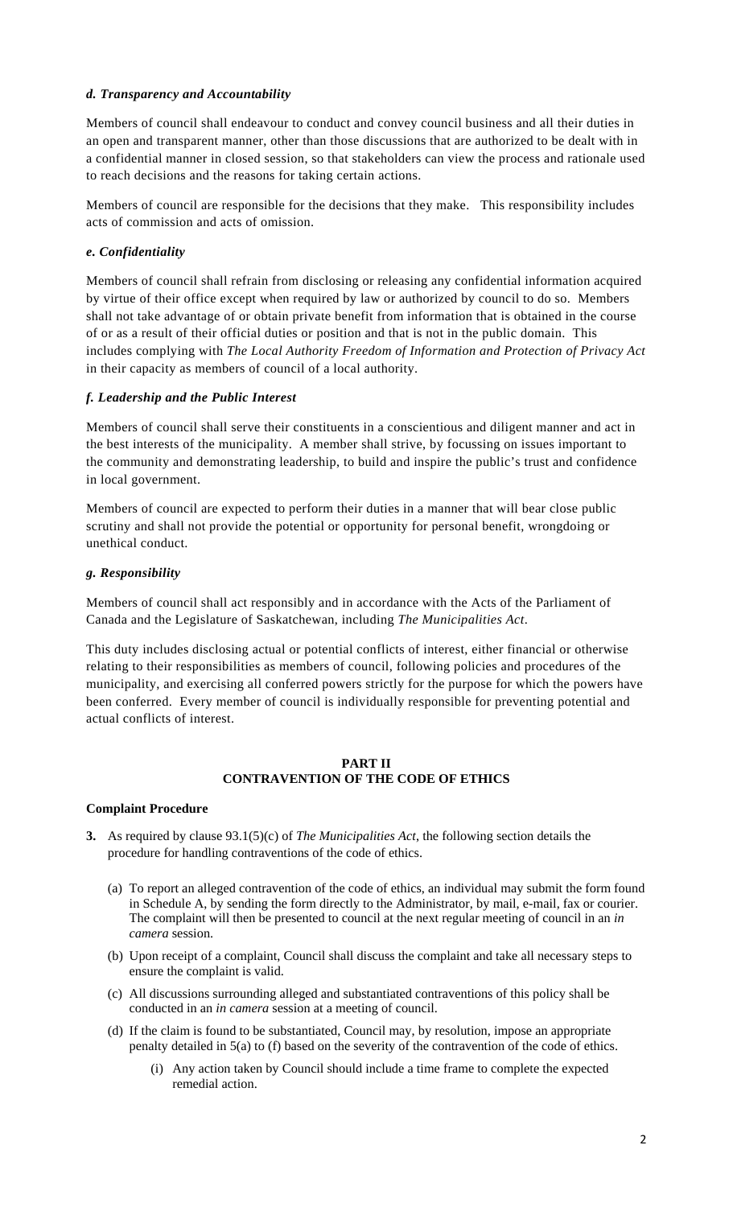***d. Transparency and Accountability***

Members of council shall endeavour to conduct and convey council business and all their duties in an open and transparent manner, other than those discussions that are authorized to be dealt with in a confidential manner in closed session, so that stakeholders can view the process and rationale used to reach decisions and the reasons for taking certain actions.

Members of council are responsible for the decisions that they make. This responsibility includes acts of commission and acts of omission.

***e. Confidentiality***

Members of council shall refrain from disclosing or releasing any confidential information acquired by virtue of their office except when required by law or authorized by council to do so. Members shall not take advantage of or obtain private benefit from information that is obtained in the course of or as a result of their official duties or position and that is not in the public domain. This includes complying with *The Local Authority Freedom of Information and Protection of Privacy Act* in their capacity as members of council of a local authority.

***f. Leadership and the Public Interest***

Members of council shall serve their constituents in a conscientious and diligent manner and act in the best interests of the municipality. A member shall strive, by focussing on issues important to the community and demonstrating leadership, to build and inspire the public's trust and confidence in local government.

Members of council are expected to perform their duties in a manner that will bear close public scrutiny and shall not provide the potential or opportunity for personal benefit, wrongdoing or unethical conduct.

***g. Responsibility***

Members of council shall act responsibly and in accordance with the Acts of the Parliament of Canada and the Legislature of Saskatchewan, including *The Municipalities Act*.

This duty includes disclosing actual or potential conflicts of interest, either financial or otherwise relating to their responsibilities as members of council, following policies and procedures of the municipality, and exercising all conferred powers strictly for the purpose for which the powers have been conferred. Every member of council is individually responsible for preventing potential and actual conflicts of interest.

## PART II
## CONTRAVENTION OF THE CODE OF ETHICS

**Complaint Procedure**

**3.** As required by clause 93.1(5)(c) of *The Municipalities Act*, the following section details the procedure for handling contraventions of the code of ethics.

(a) To report an alleged contravention of the code of ethics, an individual may submit the form found in Schedule A, by sending the form directly to the Administrator, by mail, e-mail, fax or courier. The complaint will then be presented to council at the next regular meeting of council in an *in camera* session.

(b) Upon receipt of a complaint, Council shall discuss the complaint and take all necessary steps to ensure the complaint is valid.

(c) All discussions surrounding alleged and substantiated contraventions of this policy shall be conducted in an *in camera* session at a meeting of council.

(d) If the claim is found to be substantiated, Council may, by resolution, impose an appropriate penalty detailed in 5(a) to (f) based on the severity of the contravention of the code of ethics.

  (i) Any action taken by Council should include a time frame to complete the expected remedial action.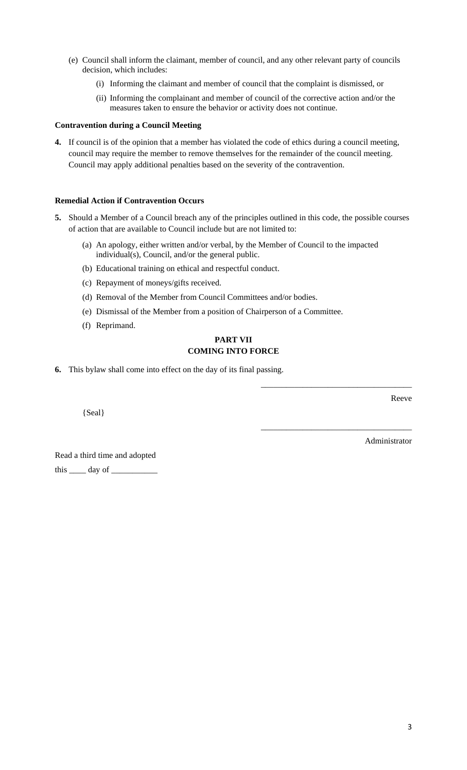(e) Council shall inform the claimant, member of council, and any other relevant party of councils decision, which includes:

  (i) Informing the claimant and member of council that the complaint is dismissed, or

  (ii) Informing the complainant and member of council of the corrective action and/or the measures taken to ensure the behavior or activity does not continue.

**Contravention during a Council Meeting**

**4.** If council is of the opinion that a member has violated the code of ethics during a council meeting, council may require the member to remove themselves for the remainder of the council meeting. Council may apply additional penalties based on the severity of the contravention.

**Remedial Action if Contravention Occurs**

**5.** Should a Member of a Council breach any of the principles outlined in this code, the possible courses of action that are available to Council include but are not limited to:

  (a) An apology, either written and/or verbal, by the Member of Council to the impacted individual(s), Council, and/or the general public.

  (b) Educational training on ethical and respectful conduct.

  (c) Repayment of moneys/gifts received.

  (d) Removal of the Member from Council Committees and/or bodies.

  (e) Dismissal of the Member from a position of Chairperson of a Committee.

  (f) Reprimand.

## PART VII
## COMING INTO FORCE

**6.** This bylaw shall come into effect on the day of its final passing.

\_\_\_\_\_\_\_\_\_\_\_\_\_\_\_\_\_\_\_\_\_\_\_\_\_\_\_\_\_\_\_\_\_\_\_\_

Reeve

{Seal}

\_\_\_\_\_\_\_\_\_\_\_\_\_\_\_\_\_\_\_\_\_\_\_\_\_\_\_\_\_\_\_\_\_\_\_\_

Administrator

Read a third time and adopted

this \_\_\_\_ day of \_\_\_\_\_\_\_\_\_\_\_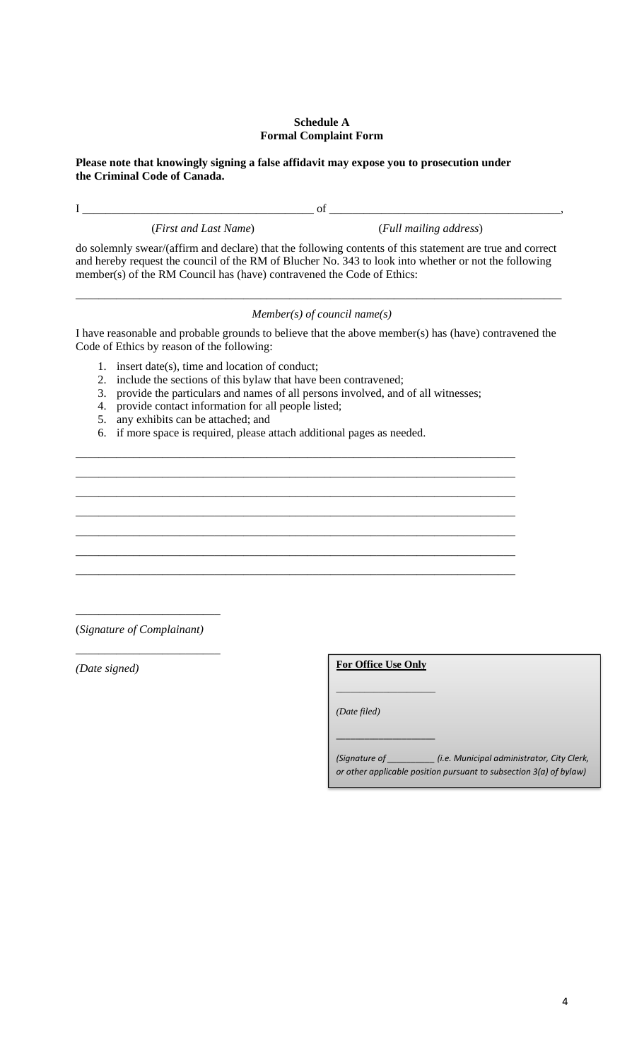**Schedule A**
**Formal Complaint Form**

**Please note that knowingly signing a false affidavit may expose you to prosecution under the Criminal Code of Canada.**

I ________________________________________ of ________________________________________,

(*First and Last Name*) (*Full mailing address*)

do solemnly swear/(affirm and declare) that the following contents of this statement are true and correct and hereby request the council of the RM of Blucher No. 343 to look into whether or not the following member(s) of the RM Council has (have) contravened the Code of Ethics:

_____________________________________________________________________________________

*Member(s) of council name(s)*

I have reasonable and probable grounds to believe that the above member(s) has (have) contravened the Code of Ethics by reason of the following:

1. insert date(s), time and location of conduct;
2. include the sections of this bylaw that have been contravened;
3. provide the particulars and names of all persons involved, and of all witnesses;
4. provide contact information for all people listed;
5. any exhibits can be attached; and
6. if more space is required, please attach additional pages as needed.

_____________________________________________________________________________
_____________________________________________________________________________
_____________________________________________________________________________
_____________________________________________________________________________
_____________________________________________________________________________
_____________________________________________________________________________
_____________________________________________________________________________

_________________________
(*Signature of Complainant)*

_________________________
*(Date signed)*

**For Office Use Only**

___________________
*(Date filed)*

___________________
*(Signature of __________ (i.e. Municipal administrator, City Clerk, or other applicable position pursuant to subsection 3(a) of bylaw)*